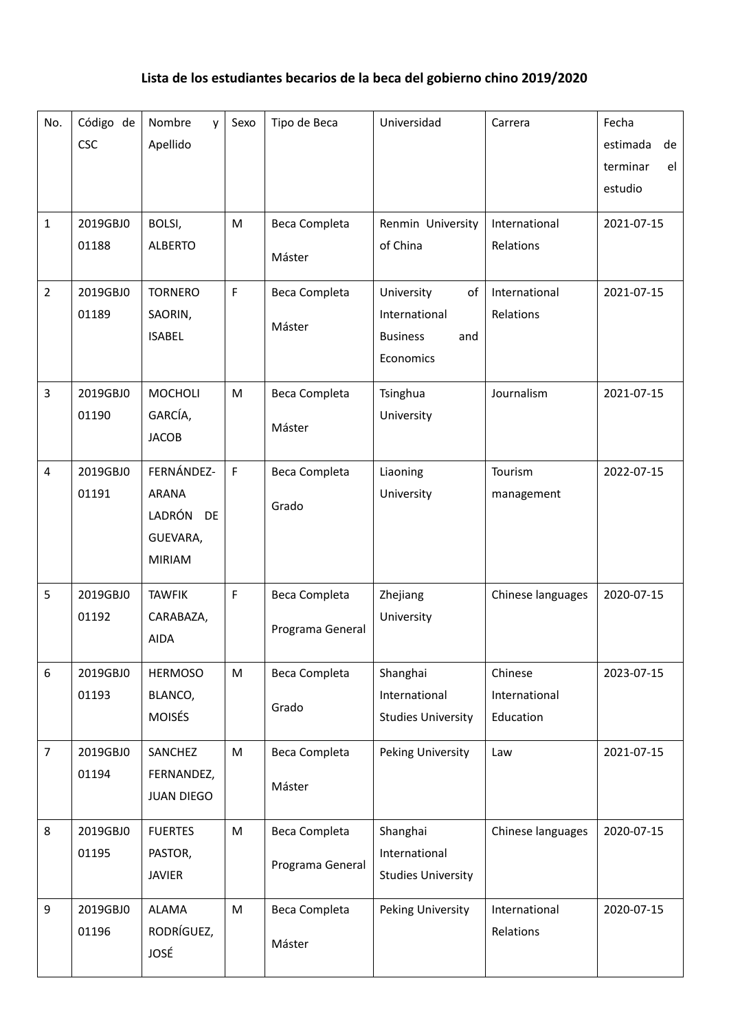**Lista de los estudiantes becarios de la beca del gobierno chino 2019/2020**

| No. | Código de CSC | Nombre y Apellido | Sexo | Tipo de Beca | Universidad | Carrera | Fecha estimada de terminar el estudio |
|---|---|---|---|---|---|---|---|
| 1 | 2019GBJ001188 | BOLSI, ALBERTO | M | Beca Completa Máster | Renmin University of China | International Relations | 2021-07-15 |
| 2 | 2019GBJ001189 | TORNERO SAORIN, ISABEL | F | Beca Completa Máster | University of International Business and Economics | International Relations | 2021-07-15 |
| 3 | 2019GBJ001190 | MOCHOLI GARCÍA, JACOB | M | Beca Completa Máster | Tsinghua University | Journalism | 2021-07-15 |
| 4 | 2019GBJ001191 | FERNÁNDEZ-ARANA LADRÓN DE GUEVARA, MIRIAM | F | Beca Completa Grado | Liaoning University | Tourism management | 2022-07-15 |
| 5 | 2019GBJ001192 | TAWFIK CARABAZA, AIDA | F | Beca Completa Programa General | Zhejiang University | Chinese languages | 2020-07-15 |
| 6 | 2019GBJ001193 | HERMOSO BLANCO, MOISÉS | M | Beca Completa Grado | Shanghai International Studies University | Chinese International Education | 2023-07-15 |
| 7 | 2019GBJ001194 | SANCHEZ FERNANDEZ, JUAN DIEGO | M | Beca Completa Máster | Peking University | Law | 2021-07-15 |
| 8 | 2019GBJ001195 | FUERTES PASTOR, JAVIER | M | Beca Completa Programa General | Shanghai International Studies University | Chinese languages | 2020-07-15 |
| 9 | 2019GBJ001196 | ALAMA RODRÍGUEZ, JOSÉ | M | Beca Completa Máster | Peking University | International Relations | 2020-07-15 |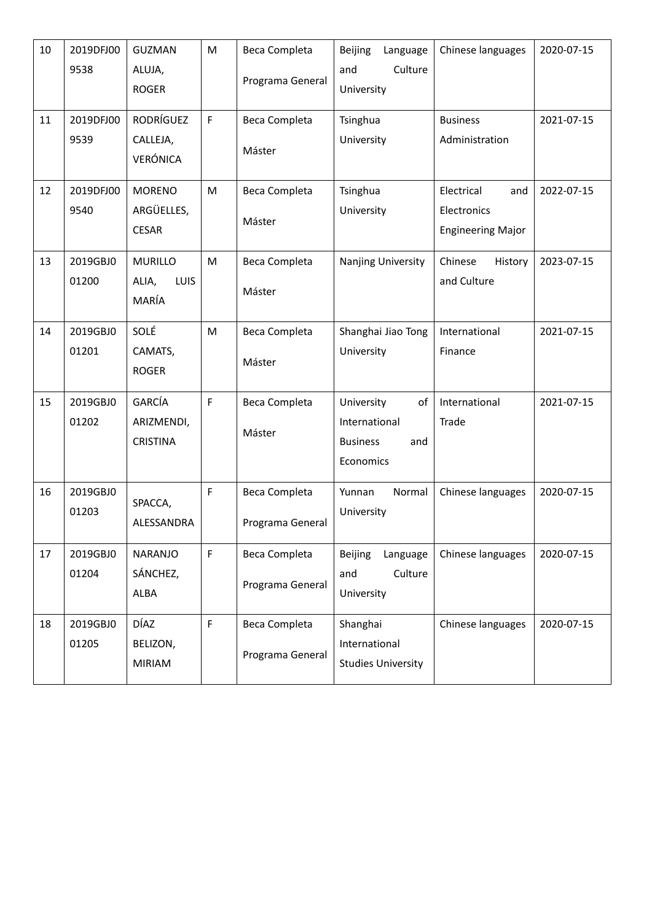| | | | | | | | |
|---|---|---|---|---|---|---|---|
| 10 | 2019DFJ009538 | GUZMAN ALUJA, ROGER | M | Beca Completa Programa General | Beijing Language and Culture University | Chinese languages | 2020-07-15 |
| 11 | 2019DFJ009539 | RODRÍGUEZ CALLEJA, VERÓNICA | F | Beca Completa Máster | Tsinghua University | Business Administration | 2021-07-15 |
| 12 | 2019DFJ009540 | MORENO ARGÜELLES, CESAR | M | Beca Completa Máster | Tsinghua University | Electrical and Electronics Engineering Major | 2022-07-15 |
| 13 | 2019GBJ001200 | MURILLO ALIA, LUIS MARÍA | M | Beca Completa Máster | Nanjing University | Chinese History and Culture | 2023-07-15 |
| 14 | 2019GBJ001201 | SOLÉ CAMATS, ROGER | M | Beca Completa Máster | Shanghai Jiao Tong University | International Finance | 2021-07-15 |
| 15 | 2019GBJ001202 | GARCÍA ARIZMENDI, CRISTINA | F | Beca Completa Máster | University of International Business and Economics | International Trade | 2021-07-15 |
| 16 | 2019GBJ001203 | SPACCA, ALESSANDRA | F | Beca Completa Programa General | Yunnan Normal University | Chinese languages | 2020-07-15 |
| 17 | 2019GBJ001204 | NARANJO SÁNCHEZ, ALBA | F | Beca Completa Programa General | Beijing Language and Culture University | Chinese languages | 2020-07-15 |
| 18 | 2019GBJ001205 | DÍAZ BELIZON, MIRIAM | F | Beca Completa Programa General | Shanghai International Studies University | Chinese languages | 2020-07-15 |